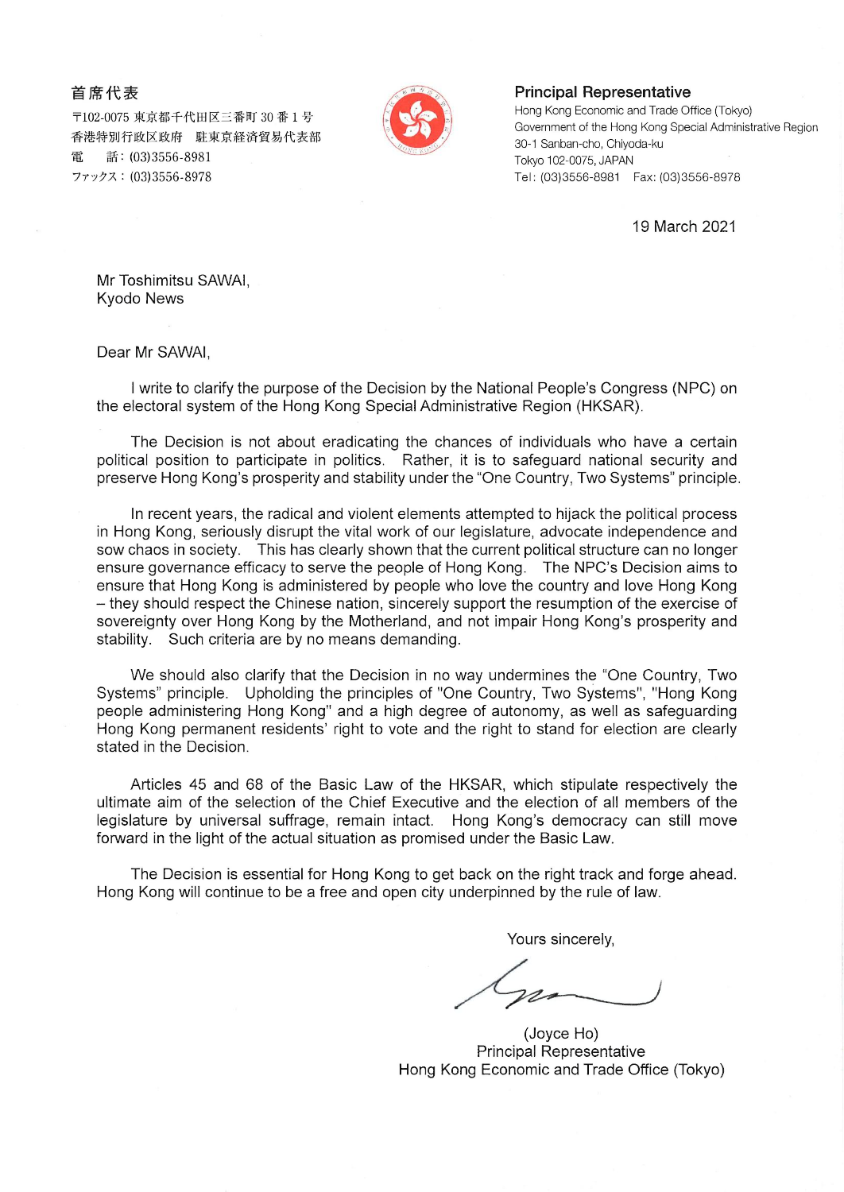首席代表

〒102-0075 東京都千代田区三番町 30 番 1 号
香港特別行政区政府　駐東京経済貿易代表部
電　話：(03)3556-8981
ファックス：(03)3556-8978

**Principal Representative**

Hong Kong Economic and Trade Office (Tokyo)
Government of the Hong Kong Special Administrative Region
30-1 Sanban-cho, Chiyoda-ku
Tokyo 102-0075, JAPAN
Tel: (03)3556-8981　Fax: (03)3556-8978

19 March 2021

Mr Toshimitsu SAWAI,
Kyodo News

Dear Mr SAWAI,

I write to clarify the purpose of the Decision by the National People's Congress (NPC) on the electoral system of the Hong Kong Special Administrative Region (HKSAR).

The Decision is not about eradicating the chances of individuals who have a certain political position to participate in politics. Rather, it is to safeguard national security and preserve Hong Kong's prosperity and stability under the "One Country, Two Systems" principle.

In recent years, the radical and violent elements attempted to hijack the political process in Hong Kong, seriously disrupt the vital work of our legislature, advocate independence and sow chaos in society. This has clearly shown that the current political structure can no longer ensure governance efficacy to serve the people of Hong Kong. The NPC's Decision aims to ensure that Hong Kong is administered by people who love the country and love Hong Kong – they should respect the Chinese nation, sincerely support the resumption of the exercise of sovereignty over Hong Kong by the Motherland, and not impair Hong Kong's prosperity and stability. Such criteria are by no means demanding.

We should also clarify that the Decision in no way undermines the "One Country, Two Systems" principle. Upholding the principles of "One Country, Two Systems", "Hong Kong people administering Hong Kong" and a high degree of autonomy, as well as safeguarding Hong Kong permanent residents' right to vote and the right to stand for election are clearly stated in the Decision.

Articles 45 and 68 of the Basic Law of the HKSAR, which stipulate respectively the ultimate aim of the selection of the Chief Executive and the election of all members of the legislature by universal suffrage, remain intact. Hong Kong's democracy can still move forward in the light of the actual situation as promised under the Basic Law.

The Decision is essential for Hong Kong to get back on the right track and forge ahead. Hong Kong will continue to be a free and open city underpinned by the rule of law.

Yours sincerely,

(Joyce Ho)
Principal Representative
Hong Kong Economic and Trade Office (Tokyo)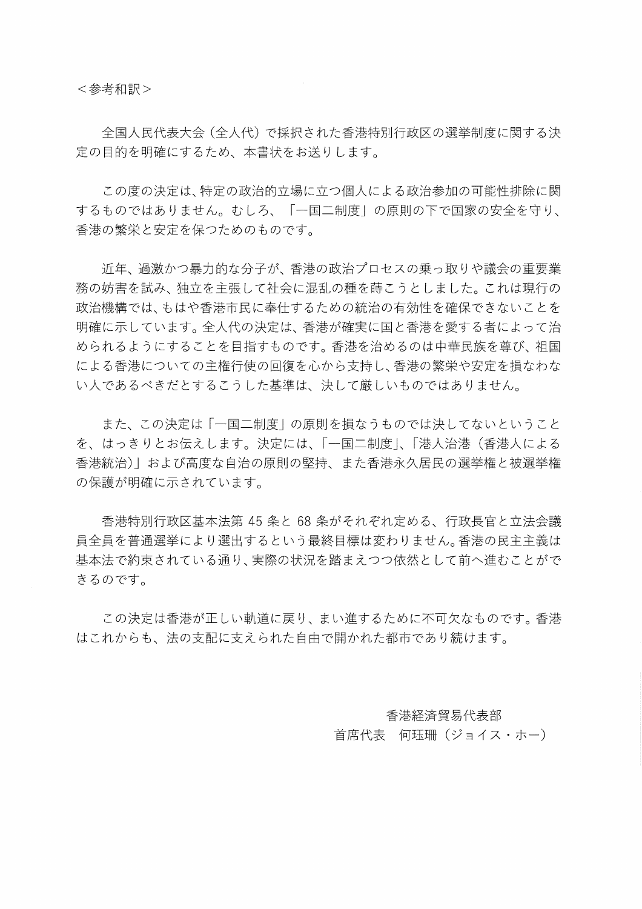＜参考和訳＞

全国人民代表大会（全人代）で採択された香港特別行政区の選挙制度に関する決定の目的を明確にするため、本書状をお送りします。

この度の決定は、特定の政治的立場に立つ個人による政治参加の可能性排除に関するものではありません。むしろ、「一国二制度」の原則の下で国家の安全を守り、香港の繁栄と安定を保つためのものです。

近年、過激かつ暴力的な分子が、香港の政治プロセスの乗っ取りや議会の重要業務の妨害を試み、独立を主張して社会に混乱の種を蒔こうとしました。これは現行の政治機構では、もはや香港市民に奉仕するための統治の有効性を確保できないことを明確に示しています。全人代の決定は、香港が確実に国と香港を愛する者によって治められるようにすることを目指すものです。香港を治めるのは中華民族を尊び、祖国による香港についての主権行使の回復を心から支持し、香港の繁栄や安定を損なわない人であるべきだとするこうした基準は、決して厳しいものではありません。

また、この決定は「一国二制度」の原則を損なうものでは決してないということを、はっきりとお伝えします。決定には、「一国二制度」、「港人治港（香港人による香港統治）」および高度な自治の原則の堅持、また香港永久居民の選挙権と被選挙権の保護が明確に示されています。

香港特別行政区基本法第 45 条と 68 条がそれぞれ定める、行政長官と立法会議員全員を普通選挙により選出するという最終目標は変わりません。香港の民主主義は基本法で約束されている通り、実際の状況を踏まえつつ依然として前へ進むことができるのです。

この決定は香港が正しい軌道に戻り、まい進するために不可欠なものです。香港はこれからも、法の支配に支えられた自由で開かれた都市であり続けます。

香港経済貿易代表部
首席代表　何玨珊（ジョイス・ホー）